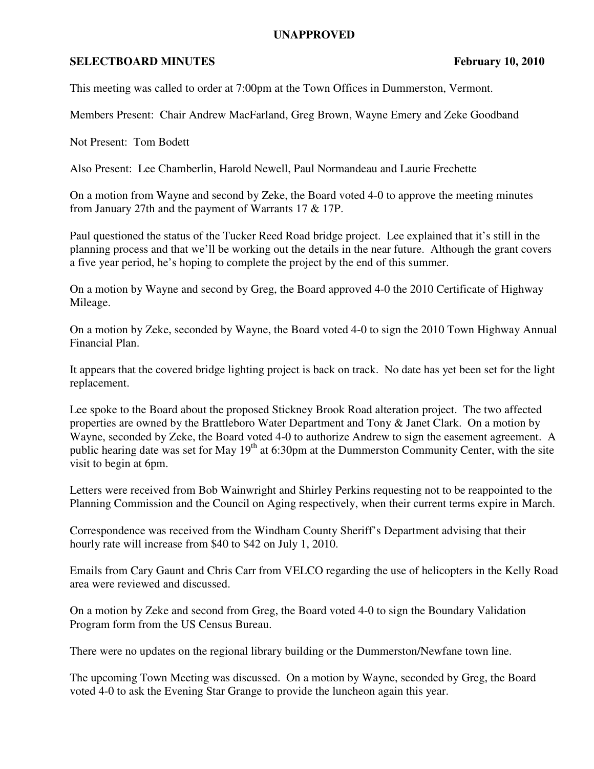**UNAPPROVED**

**SELECTBOARD MINUTES** **February 10, 2010**

This meeting was called to order at 7:00pm at the Town Offices in Dummerston, Vermont.

Members Present: Chair Andrew MacFarland, Greg Brown, Wayne Emery and Zeke Goodband

Not Present: Tom Bodett

Also Present: Lee Chamberlin, Harold Newell, Paul Normandeau and Laurie Frechette

On a motion from Wayne and second by Zeke, the Board voted 4-0 to approve the meeting minutes from January 27th and the payment of Warrants 17 & 17P.

Paul questioned the status of the Tucker Reed Road bridge project. Lee explained that it's still in the planning process and that we'll be working out the details in the near future. Although the grant covers a five year period, he's hoping to complete the project by the end of this summer.

On a motion by Wayne and second by Greg, the Board approved 4-0 the 2010 Certificate of Highway Mileage.

On a motion by Zeke, seconded by Wayne, the Board voted 4-0 to sign the 2010 Town Highway Annual Financial Plan.

It appears that the covered bridge lighting project is back on track. No date has yet been set for the light replacement.

Lee spoke to the Board about the proposed Stickney Brook Road alteration project. The two affected properties are owned by the Brattleboro Water Department and Tony & Janet Clark. On a motion by Wayne, seconded by Zeke, the Board voted 4-0 to authorize Andrew to sign the easement agreement. A public hearing date was set for May 19th at 6:30pm at the Dummerston Community Center, with the site visit to begin at 6pm.

Letters were received from Bob Wainwright and Shirley Perkins requesting not to be reappointed to the Planning Commission and the Council on Aging respectively, when their current terms expire in March.

Correspondence was received from the Windham County Sheriff's Department advising that their hourly rate will increase from $40 to $42 on July 1, 2010.

Emails from Cary Gaunt and Chris Carr from VELCO regarding the use of helicopters in the Kelly Road area were reviewed and discussed.

On a motion by Zeke and second from Greg, the Board voted 4-0 to sign the Boundary Validation Program form from the US Census Bureau.

There were no updates on the regional library building or the Dummerston/Newfane town line.

The upcoming Town Meeting was discussed. On a motion by Wayne, seconded by Greg, the Board voted 4-0 to ask the Evening Star Grange to provide the luncheon again this year.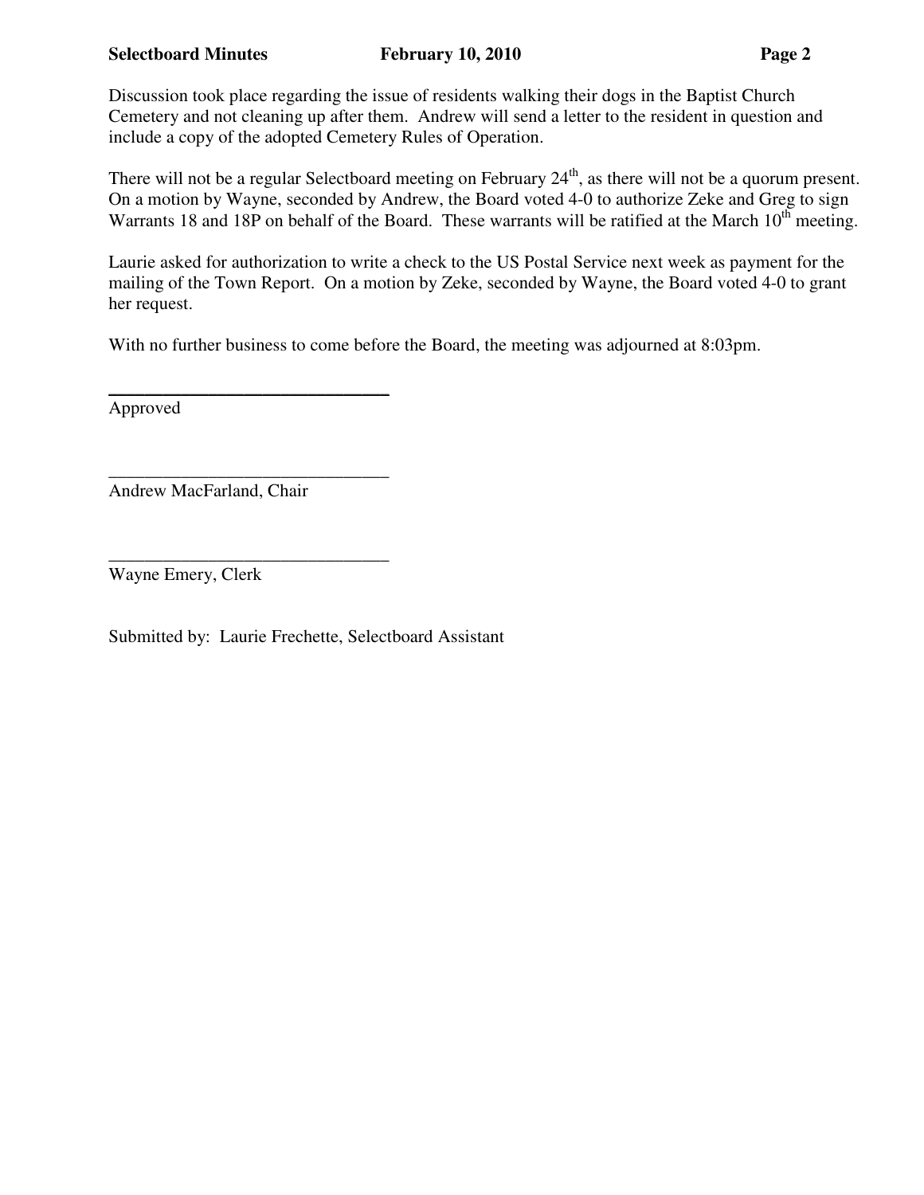Discussion took place regarding the issue of residents walking their dogs in the Baptist Church Cemetery and not cleaning up after them. Andrew will send a letter to the resident in question and include a copy of the adopted Cemetery Rules of Operation.

There will not be a regular Selectboard meeting on February 24th, as there will not be a quorum present. On a motion by Wayne, seconded by Andrew, the Board voted 4-0 to authorize Zeke and Greg to sign Warrants 18 and 18P on behalf of the Board. These warrants will be ratified at the March 10th meeting.

Laurie asked for authorization to write a check to the US Postal Service next week as payment for the mailing of the Town Report. On a motion by Zeke, seconded by Wayne, the Board voted 4-0 to grant her request.

With no further business to come before the Board, the meeting was adjourned at 8:03pm.

\_\_\_\_\_\_\_\_\_\_\_\_\_\_\_\_\_\_\_\_\_\_\_\_\_\_\_\_\_\_
Approved

\_\_\_\_\_\_\_\_\_\_\_\_\_\_\_\_\_\_\_\_\_\_\_\_\_\_\_\_\_\_
Andrew MacFarland, Chair

\_\_\_\_\_\_\_\_\_\_\_\_\_\_\_\_\_\_\_\_\_\_\_\_\_\_\_\_\_\_
Wayne Emery, Clerk

Submitted by: Laurie Frechette, Selectboard Assistant